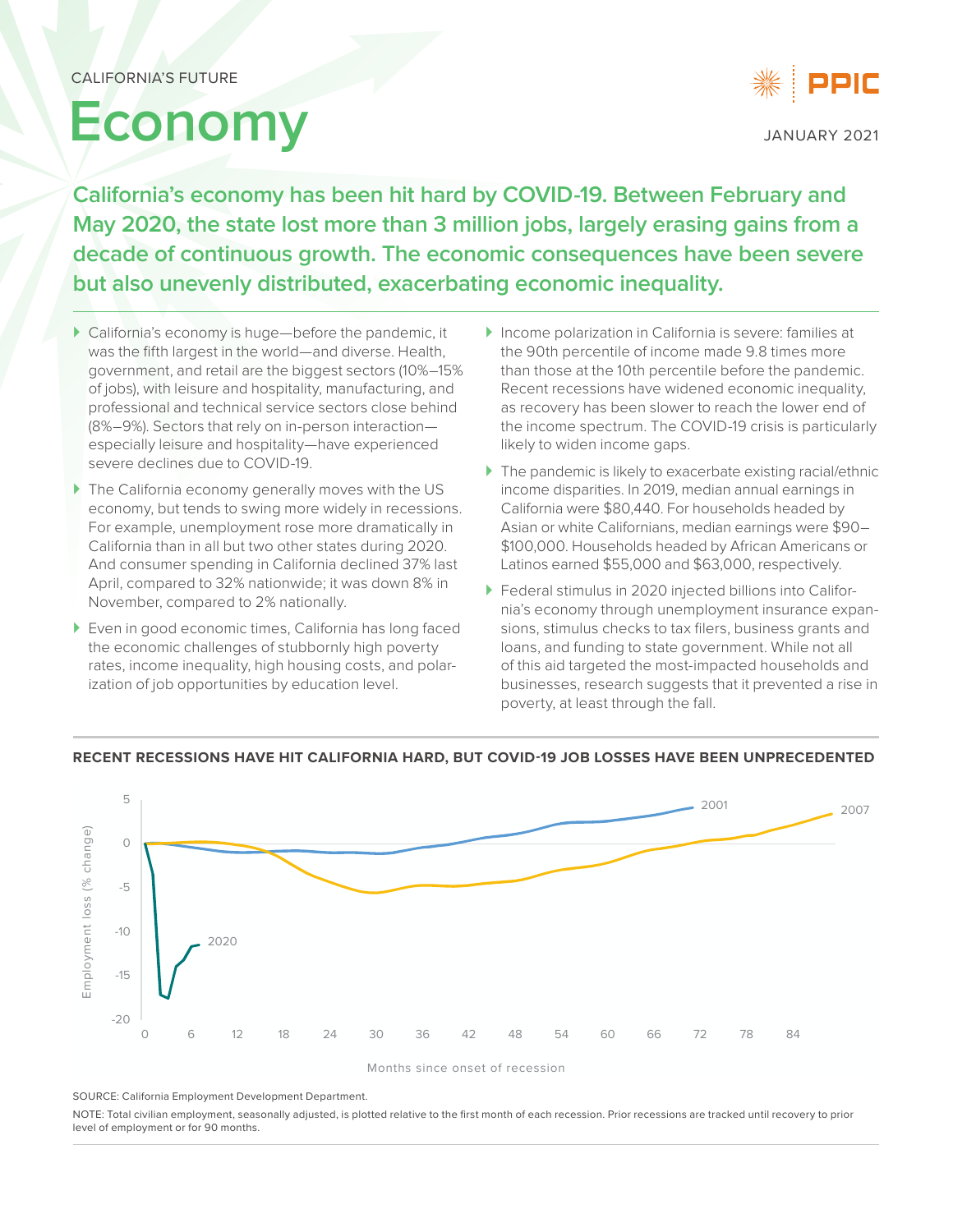CALIFORNIA'S FUTURE

# Economy

PPIC

JANUARY 2021

**California's economy has been hit hard by COVID-19. Between February and May 2020, the state lost more than 3 million jobs, largely erasing gains from a decade of continuous growth. The economic consequences have been severe but also unevenly distributed, exacerbating economic inequality.**

- California's economy is huge—before the pandemic, it was the fifth largest in the world—and diverse. Health, government, and retail are the biggest sectors (10%–15% of jobs), with leisure and hospitality, manufacturing, and professional and technical service sectors close behind (8%–9%). Sectors that rely on in-person interaction—especially leisure and hospitality—have experienced severe declines due to COVID-19.
- The California economy generally moves with the US economy, but tends to swing more widely in recessions. For example, unemployment rose more dramatically in California than in all but two other states during 2020. And consumer spending in California declined 37% last April, compared to 32% nationwide; it was down 8% in November, compared to 2% nationally.
- Even in good economic times, California has long faced the economic challenges of stubbornly high poverty rates, income inequality, high housing costs, and polarization of job opportunities by education level.
- Income polarization in California is severe: families at the 90th percentile of income made 9.8 times more than those at the 10th percentile before the pandemic. Recent recessions have widened economic inequality, as recovery has been slower to reach the lower end of the income spectrum. The COVID-19 crisis is particularly likely to widen income gaps.
- The pandemic is likely to exacerbate existing racial/ethnic income disparities. In 2019, median annual earnings in California were $80,440. For households headed by Asian or white Californians, median earnings were $90–$100,000. Households headed by African Americans or Latinos earned $55,000 and $63,000, respectively.
- Federal stimulus in 2020 injected billions into California's economy through unemployment insurance expansions, stimulus checks to tax filers, business grants and loans, and funding to state government. While not all of this aid targeted the most-impacted households and businesses, research suggests that it prevented a rise in poverty, at least through the fall.

**RECENT RECESSIONS HAVE HIT CALIFORNIA HARD, BUT COVID-19 JOB LOSSES HAVE BEEN UNPRECEDENTED**

SOURCE: California Employment Development Department.

NOTE: Total civilian employment, seasonally adjusted, is plotted relative to the first month of each recession. Prior recessions are tracked until recovery to prior level of employment or for 90 months.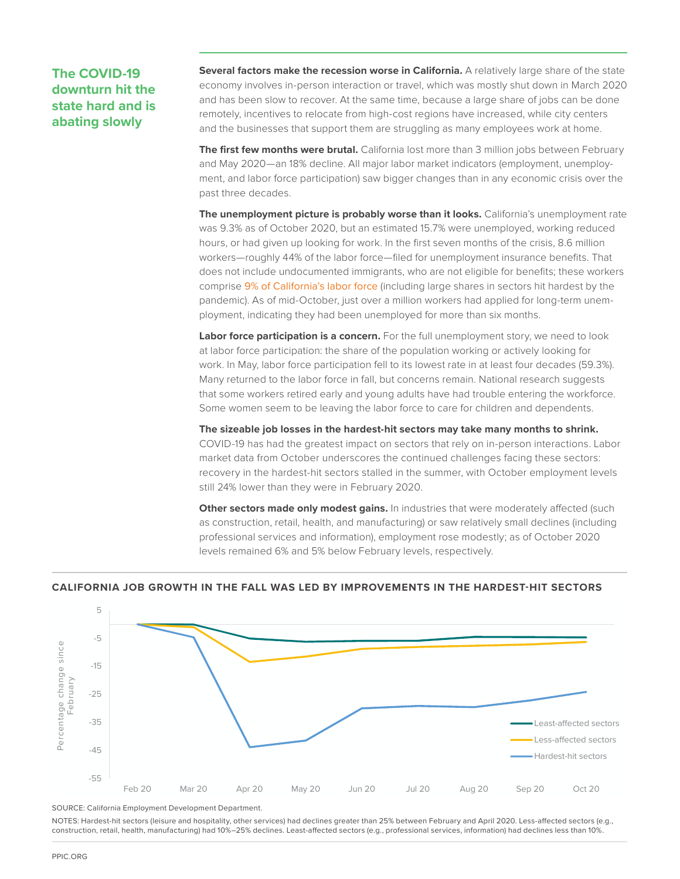## The COVID-19 downturn hit the state hard and is abating slowly

**Several factors make the recession worse in California.** A relatively large share of the state economy involves in-person interaction or travel, which was mostly shut down in March 2020 and has been slow to recover. At the same time, because a large share of jobs can be done remotely, incentives to relocate from high-cost regions have increased, while city centers and the businesses that support them are struggling as many employees work at home.

**The first few months were brutal.** California lost more than 3 million jobs between February and May 2020—an 18% decline. All major labor market indicators (employment, unemployment, and labor force participation) saw bigger changes than in any economic crisis over the past three decades.

**The unemployment picture is probably worse than it looks.** California's unemployment rate was 9.3% as of October 2020, but an estimated 15.7% were unemployed, working reduced hours, or had given up looking for work. In the first seven months of the crisis, 8.6 million workers—roughly 44% of the labor force—filed for unemployment insurance benefits. That does not include undocumented immigrants, who are not eligible for benefits; these workers comprise 9% of California's labor force (including large shares in sectors hit hardest by the pandemic). As of mid-October, just over a million workers had applied for long-term unemployment, indicating they had been unemployed for more than six months.

**Labor force participation is a concern.** For the full unemployment story, we need to look at labor force participation: the share of the population working or actively looking for work. In May, labor force participation fell to its lowest rate in at least four decades (59.3%). Many returned to the labor force in fall, but concerns remain. National research suggests that some workers retired early and young adults have had trouble entering the workforce. Some women seem to be leaving the labor force to care for children and dependents.

**The sizeable job losses in the hardest-hit sectors may take many months to shrink.** COVID-19 has had the greatest impact on sectors that rely on in-person interactions. Labor market data from October underscores the continued challenges facing these sectors: recovery in the hardest-hit sectors stalled in the summer, with October employment levels still 24% lower than they were in February 2020.

**Other sectors made only modest gains.** In industries that were moderately affected (such as construction, retail, health, and manufacturing) or saw relatively small declines (including professional services and information), employment rose modestly; as of October 2020 levels remained 6% and 5% below February levels, respectively.

**CALIFORNIA JOB GROWTH IN THE FALL WAS LED BY IMPROVEMENTS IN THE HARDEST-HIT SECTORS**

SOURCE: California Employment Development Department.

NOTES: Hardest-hit sectors (leisure and hospitality, other services) had declines greater than 25% between February and April 2020. Less-affected sectors (e.g., construction, retail, health, manufacturing) had 10%–25% declines. Least-affected sectors (e.g., professional services, information) had declines less than 10%.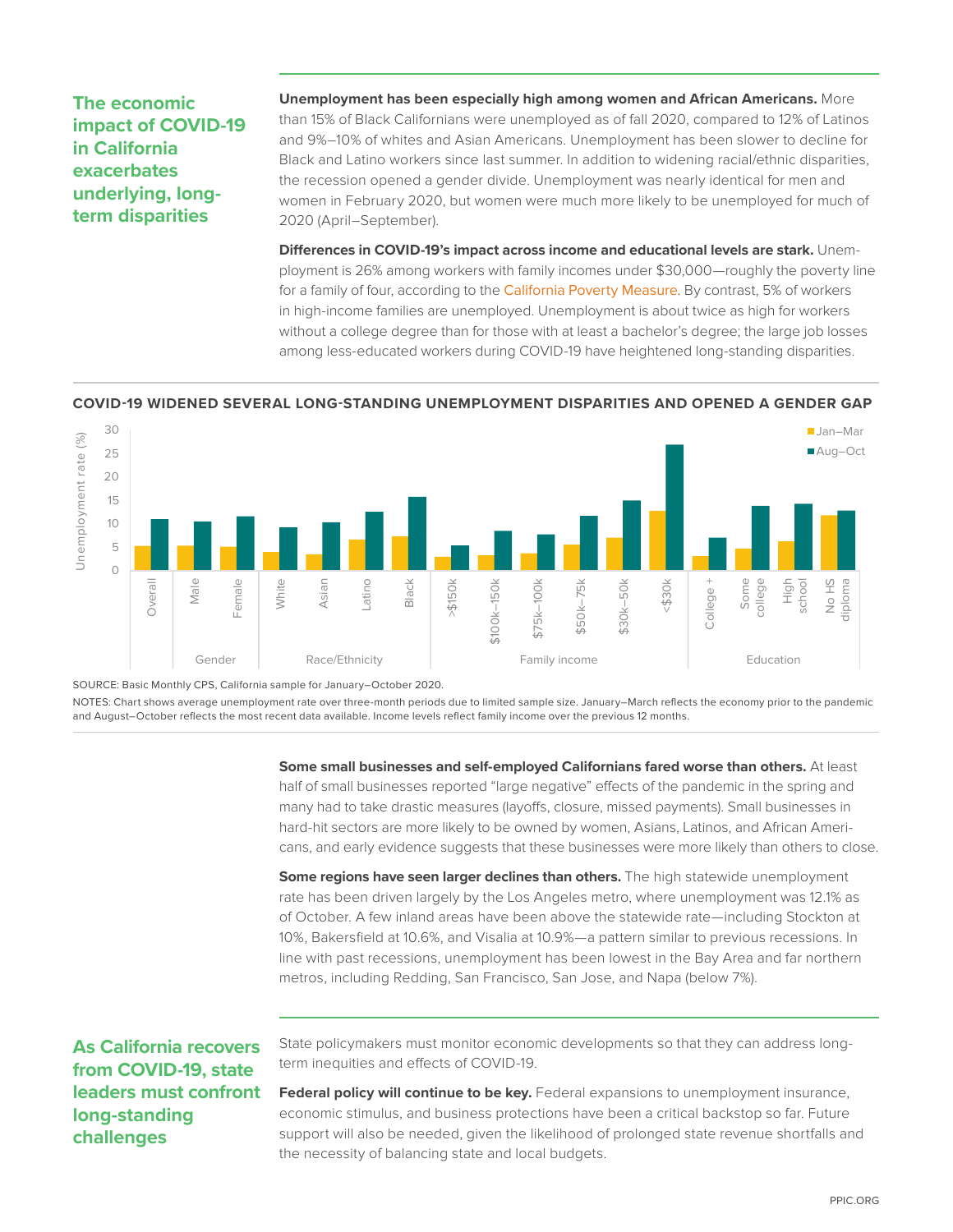## The economic impact of COVID-19 in California exacerbates underlying, long-term disparities

**Unemployment has been especially high among women and African Americans.** More than 15% of Black Californians were unemployed as of fall 2020, compared to 12% of Latinos and 9%–10% of whites and Asian Americans. Unemployment has been slower to decline for Black and Latino workers since last summer. In addition to widening racial/ethnic disparities, the recession opened a gender divide. Unemployment was nearly identical for men and women in February 2020, but women were much more likely to be unemployed for much of 2020 (April–September).

**Differences in COVID-19's impact across income and educational levels are stark.** Unemployment is 26% among workers with family incomes under $30,000—roughly the poverty line for a family of four, according to the California Poverty Measure. By contrast, 5% of workers in high-income families are unemployed. Unemployment is about twice as high for workers without a college degree than for those with at least a bachelor's degree; the large job losses among less-educated workers during COVID-19 have heightened long-standing disparities.

**COVID-19 WIDENED SEVERAL LONG-STANDING UNEMPLOYMENT DISPARITIES AND OPENED A GENDER GAP**

SOURCE: Basic Monthly CPS, California sample for January–October 2020.

NOTES: Chart shows average unemployment rate over three-month periods due to limited sample size. January–March reflects the economy prior to the pandemic and August–October reflects the most recent data available. Income levels reflect family income over the previous 12 months.

**Some small businesses and self-employed Californians fared worse than others.** At least half of small businesses reported "large negative" effects of the pandemic in the spring and many had to take drastic measures (layoffs, closure, missed payments). Small businesses in hard-hit sectors are more likely to be owned by women, Asians, Latinos, and African Americans, and early evidence suggests that these businesses were more likely than others to close.

**Some regions have seen larger declines than others.** The high statewide unemployment rate has been driven largely by the Los Angeles metro, where unemployment was 12.1% as of October. A few inland areas have been above the statewide rate—including Stockton at 10%, Bakersfield at 10.6%, and Visalia at 10.9%—a pattern similar to previous recessions. In line with past recessions, unemployment has been lowest in the Bay Area and far northern metros, including Redding, San Francisco, San Jose, and Napa (below 7%).

## As California recovers from COVID-19, state leaders must confront long-standing challenges

State policymakers must monitor economic developments so that they can address long-term inequities and effects of COVID-19.

**Federal policy will continue to be key.** Federal expansions to unemployment insurance, economic stimulus, and business protections have been a critical backstop so far. Future support will also be needed, given the likelihood of prolonged state revenue shortfalls and the necessity of balancing state and local budgets.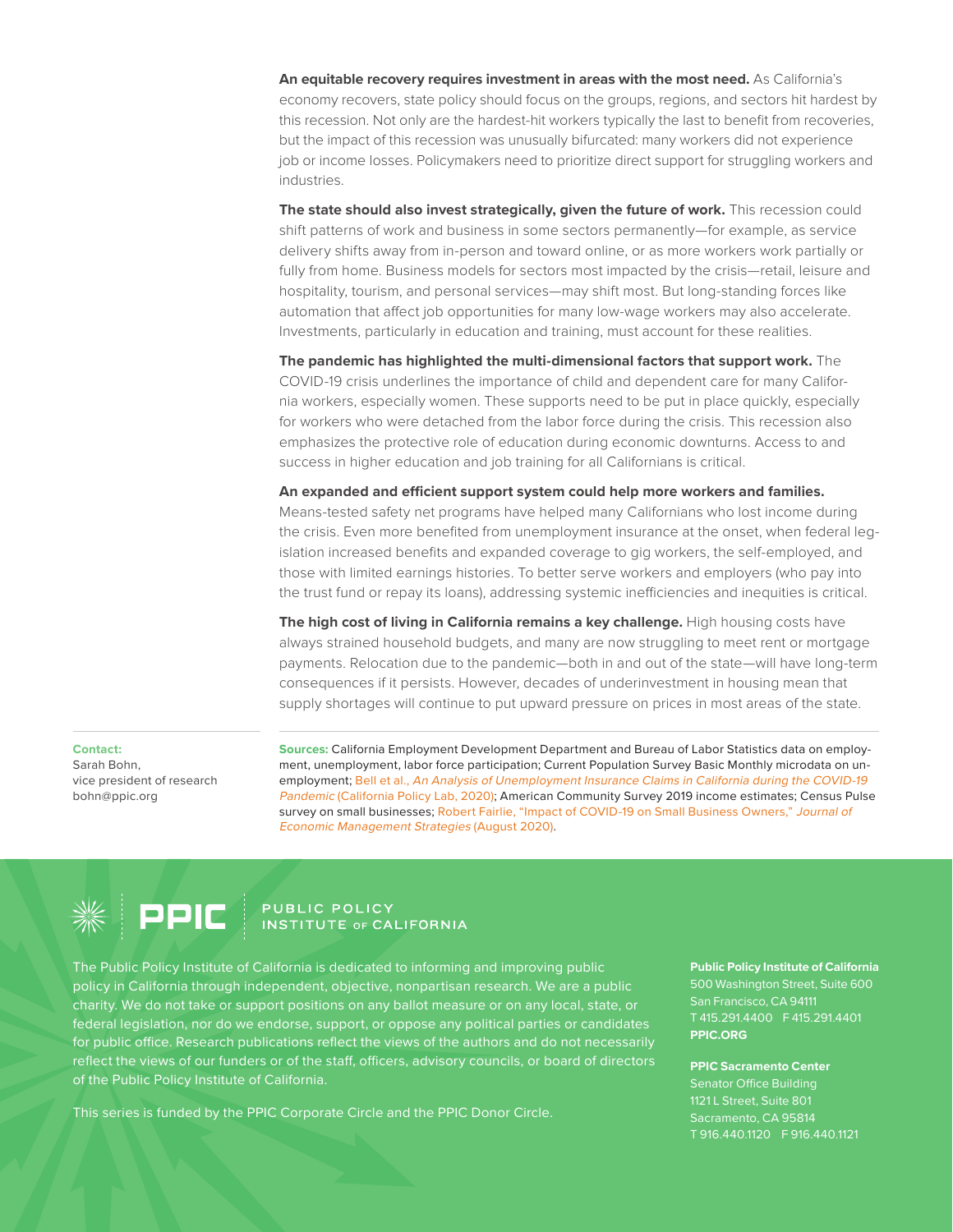**An equitable recovery requires investment in areas with the most need.** As California's economy recovers, state policy should focus on the groups, regions, and sectors hit hardest by this recession. Not only are the hardest-hit workers typically the last to benefit from recoveries, but the impact of this recession was unusually bifurcated: many workers did not experience job or income losses. Policymakers need to prioritize direct support for struggling workers and industries.

**The state should also invest strategically, given the future of work.** This recession could shift patterns of work and business in some sectors permanently—for example, as service delivery shifts away from in-person and toward online, or as more workers work partially or fully from home. Business models for sectors most impacted by the crisis—retail, leisure and hospitality, tourism, and personal services—may shift most. But long-standing forces like automation that affect job opportunities for many low-wage workers may also accelerate. Investments, particularly in education and training, must account for these realities.

**The pandemic has highlighted the multi-dimensional factors that support work.** The COVID-19 crisis underlines the importance of child and dependent care for many California workers, especially women. These supports need to be put in place quickly, especially for workers who were detached from the labor force during the crisis. This recession also emphasizes the protective role of education during economic downturns. Access to and success in higher education and job training for all Californians is critical.

**An expanded and efficient support system could help more workers and families.** Means-tested safety net programs have helped many Californians who lost income during the crisis. Even more benefited from unemployment insurance at the onset, when federal legislation increased benefits and expanded coverage to gig workers, the self-employed, and those with limited earnings histories. To better serve workers and employers (who pay into the trust fund or repay its loans), addressing systemic inefficiencies and inequities is critical.

**The high cost of living in California remains a key challenge.** High housing costs have always strained household budgets, and many are now struggling to meet rent or mortgage payments. Relocation due to the pandemic—both in and out of the state—will have long-term consequences if it persists. However, decades of underinvestment in housing mean that supply shortages will continue to put upward pressure on prices in most areas of the state.

**Contact:**
Sarah Bohn,
vice president of research
bohn@ppic.org

**Sources:** California Employment Development Department and Bureau of Labor Statistics data on employment, unemployment, labor force participation; Current Population Survey Basic Monthly microdata on unemployment; Bell et al., *An Analysis of Unemployment Insurance Claims in California during the COVID-19 Pandemic* (California Policy Lab, 2020); American Community Survey 2019 income estimates; Census Pulse survey on small businesses; Robert Fairlie, "Impact of COVID-19 on Small Business Owners," *Journal of Economic Management Strategies* (August 2020).

PPIC PUBLIC POLICY INSTITUTE OF CALIFORNIA

The Public Policy Institute of California is dedicated to informing and improving public policy in California through independent, objective, nonpartisan research. We are a public charity. We do not take or support positions on any ballot measure or on any local, state, or federal legislation, nor do we endorse, support, or oppose any political parties or candidates for public office. Research publications reflect the views of the authors and do not necessarily reflect the views of our funders or of the staff, officers, advisory councils, or board of directors of the Public Policy Institute of California.

This series is funded by the PPIC Corporate Circle and the PPIC Donor Circle.

**Public Policy Institute of California**
500 Washington Street, Suite 600
San Francisco, CA 94111
T 415.291.4400 F 415.291.4401
**PPIC.ORG**

**PPIC Sacramento Center**
Senator Office Building
1121 L Street, Suite 801
Sacramento, CA 95814
T 916.440.1120 F 916.440.1121